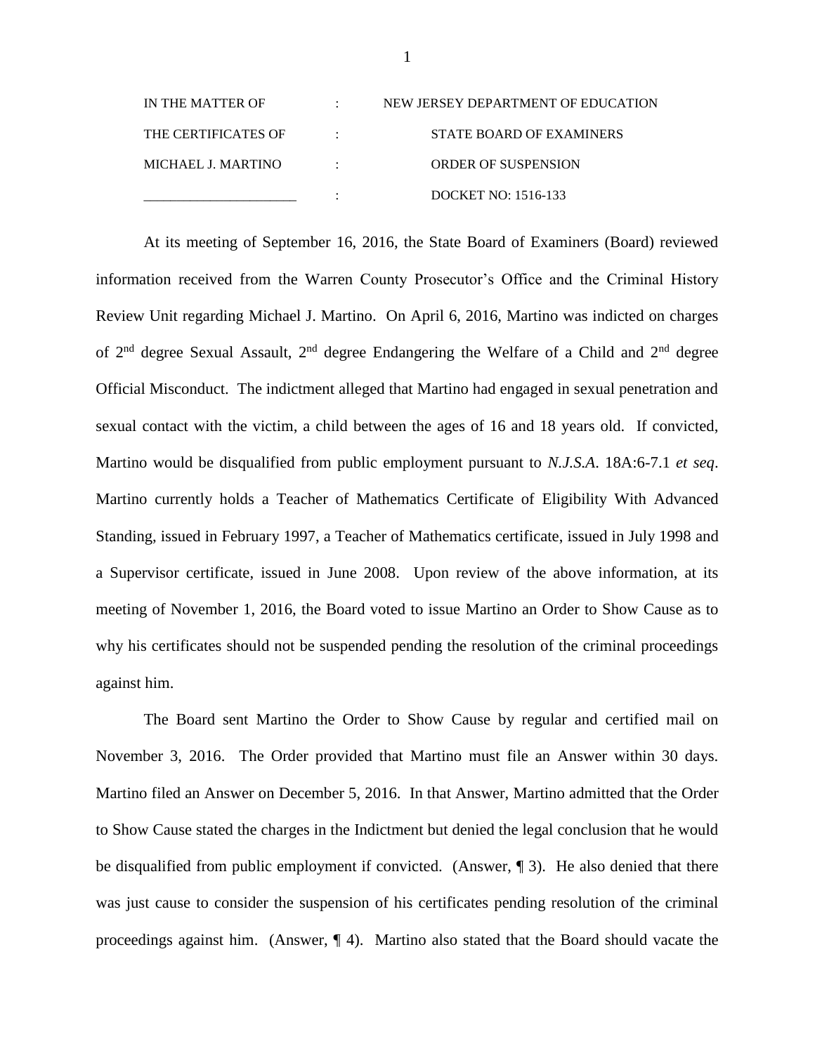| IN THE MATTER OF | : | NEW JERSEY DEPARTMENT OF EDUCATION |
|---|---|---|
| THE CERTIFICATES OF | : | STATE BOARD OF EXAMINERS |
| MICHAEL J. MARTINO | : | ORDER OF SUSPENSION |
| _______________________ | : | DOCKET NO: 1516-133 |

At its meeting of September 16, 2016, the State Board of Examiners (Board) reviewed information received from the Warren County Prosecutor's Office and the Criminal History Review Unit regarding Michael J. Martino. On April 6, 2016, Martino was indicted on charges of 2nd degree Sexual Assault, 2nd degree Endangering the Welfare of a Child and 2nd degree Official Misconduct. The indictment alleged that Martino had engaged in sexual penetration and sexual contact with the victim, a child between the ages of 16 and 18 years old. If convicted, Martino would be disqualified from public employment pursuant to *N.J.S.A.* 18A:6-7.1 *et seq*. Martino currently holds a Teacher of Mathematics Certificate of Eligibility With Advanced Standing, issued in February 1997, a Teacher of Mathematics certificate, issued in July 1998 and a Supervisor certificate, issued in June 2008. Upon review of the above information, at its meeting of November 1, 2016, the Board voted to issue Martino an Order to Show Cause as to why his certificates should not be suspended pending the resolution of the criminal proceedings against him.

The Board sent Martino the Order to Show Cause by regular and certified mail on November 3, 2016. The Order provided that Martino must file an Answer within 30 days. Martino filed an Answer on December 5, 2016. In that Answer, Martino admitted that the Order to Show Cause stated the charges in the Indictment but denied the legal conclusion that he would be disqualified from public employment if convicted. (Answer, ¶ 3). He also denied that there was just cause to consider the suspension of his certificates pending resolution of the criminal proceedings against him. (Answer, ¶ 4). Martino also stated that the Board should vacate the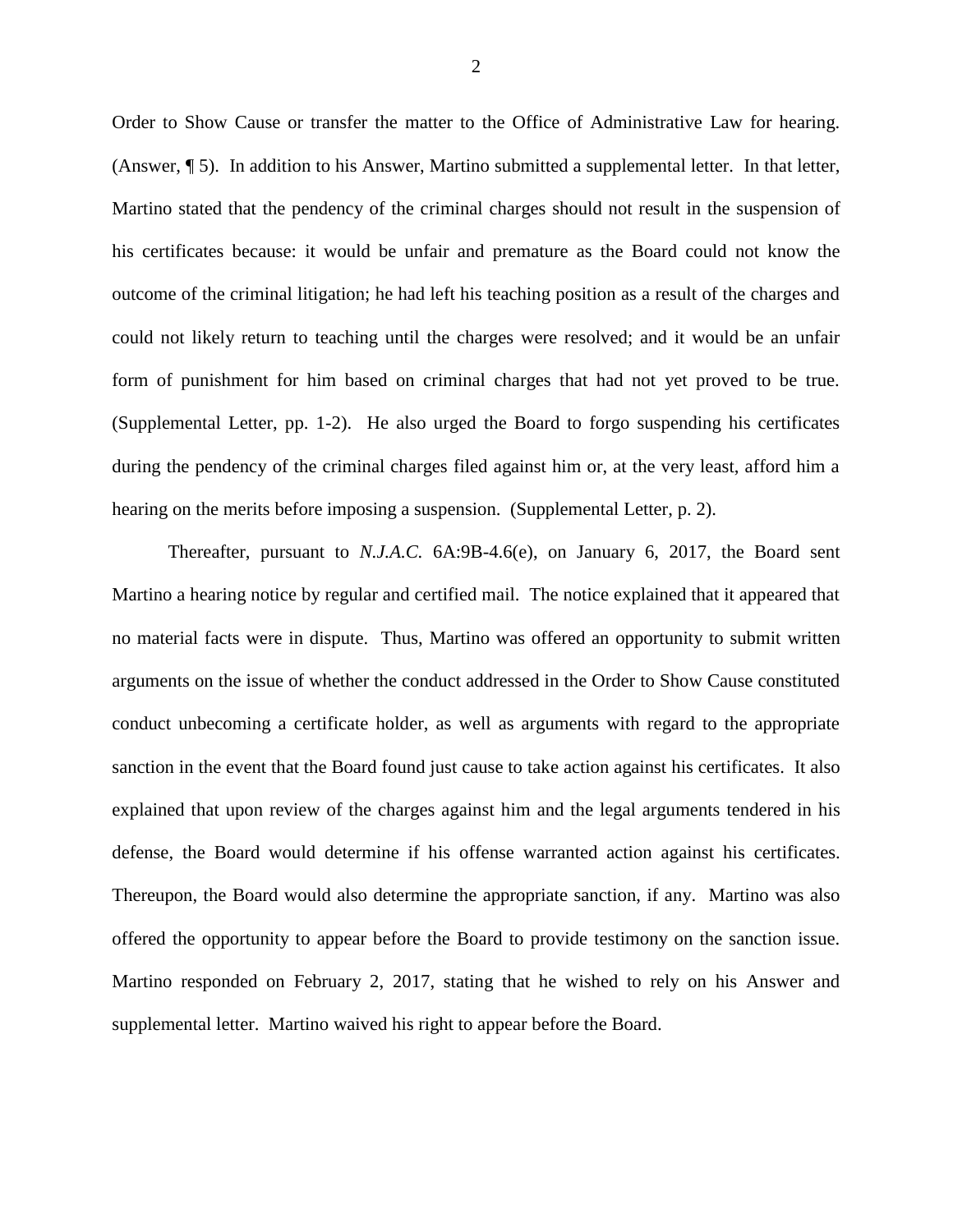Order to Show Cause or transfer the matter to the Office of Administrative Law for hearing. (Answer, ¶ 5). In addition to his Answer, Martino submitted a supplemental letter. In that letter, Martino stated that the pendency of the criminal charges should not result in the suspension of his certificates because: it would be unfair and premature as the Board could not know the outcome of the criminal litigation; he had left his teaching position as a result of the charges and could not likely return to teaching until the charges were resolved; and it would be an unfair form of punishment for him based on criminal charges that had not yet proved to be true. (Supplemental Letter, pp. 1-2). He also urged the Board to forgo suspending his certificates during the pendency of the criminal charges filed against him or, at the very least, afford him a hearing on the merits before imposing a suspension. (Supplemental Letter, p. 2).

Thereafter, pursuant to *N.J.A.C.* 6A:9B-4.6(e), on January 6, 2017, the Board sent Martino a hearing notice by regular and certified mail. The notice explained that it appeared that no material facts were in dispute. Thus, Martino was offered an opportunity to submit written arguments on the issue of whether the conduct addressed in the Order to Show Cause constituted conduct unbecoming a certificate holder, as well as arguments with regard to the appropriate sanction in the event that the Board found just cause to take action against his certificates. It also explained that upon review of the charges against him and the legal arguments tendered in his defense, the Board would determine if his offense warranted action against his certificates. Thereupon, the Board would also determine the appropriate sanction, if any. Martino was also offered the opportunity to appear before the Board to provide testimony on the sanction issue. Martino responded on February 2, 2017, stating that he wished to rely on his Answer and supplemental letter. Martino waived his right to appear before the Board.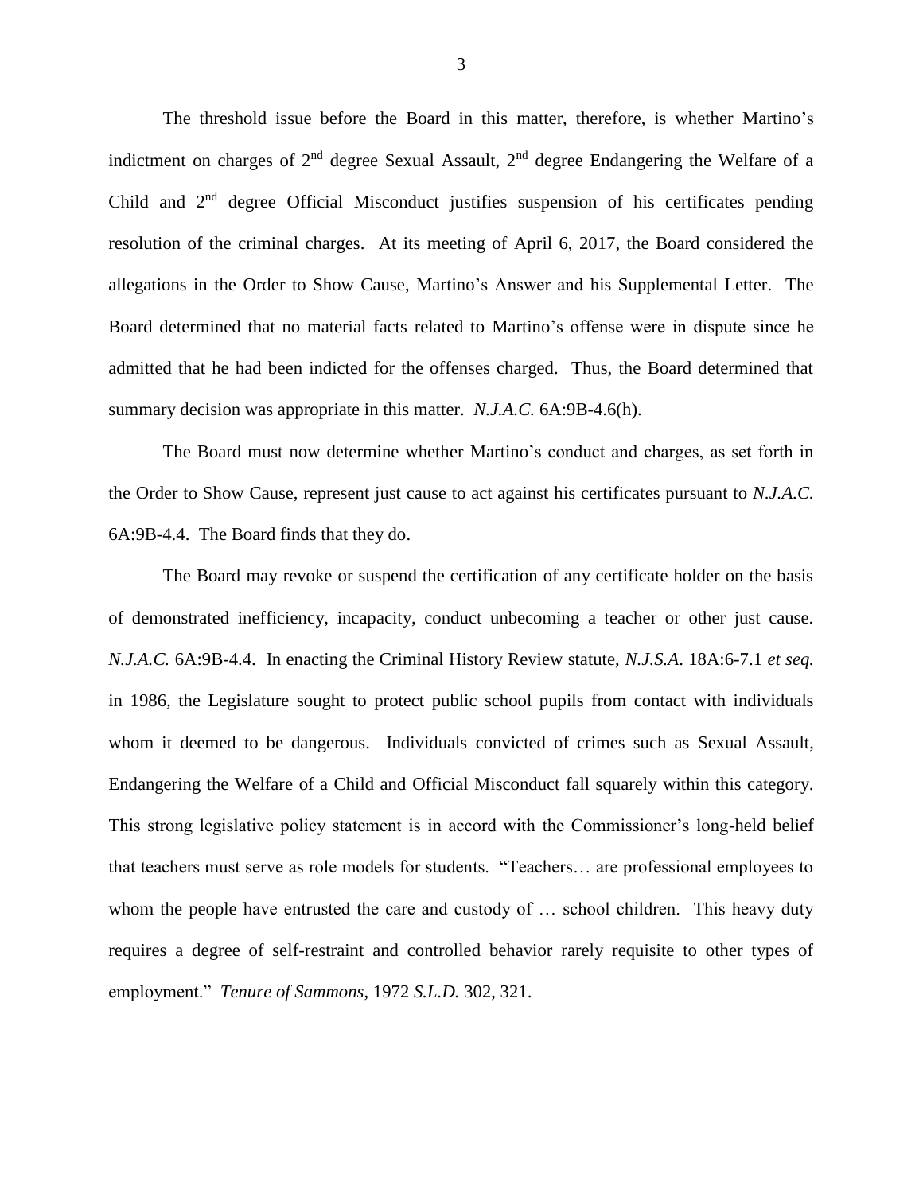The threshold issue before the Board in this matter, therefore, is whether Martino's indictment on charges of 2nd degree Sexual Assault, 2nd degree Endangering the Welfare of a Child and 2nd degree Official Misconduct justifies suspension of his certificates pending resolution of the criminal charges. At its meeting of April 6, 2017, the Board considered the allegations in the Order to Show Cause, Martino's Answer and his Supplemental Letter. The Board determined that no material facts related to Martino's offense were in dispute since he admitted that he had been indicted for the offenses charged. Thus, the Board determined that summary decision was appropriate in this matter. *N.J.A.C.* 6A:9B-4.6(h).

The Board must now determine whether Martino's conduct and charges, as set forth in the Order to Show Cause, represent just cause to act against his certificates pursuant to *N.J.A.C.* 6A:9B-4.4. The Board finds that they do.

The Board may revoke or suspend the certification of any certificate holder on the basis of demonstrated inefficiency, incapacity, conduct unbecoming a teacher or other just cause. *N.J.A.C.* 6A:9B-4.4. In enacting the Criminal History Review statute, *N.J.S.A.* 18A:6-7.1 *et seq.* in 1986, the Legislature sought to protect public school pupils from contact with individuals whom it deemed to be dangerous. Individuals convicted of crimes such as Sexual Assault, Endangering the Welfare of a Child and Official Misconduct fall squarely within this category. This strong legislative policy statement is in accord with the Commissioner's long-held belief that teachers must serve as role models for students. "Teachers… are professional employees to whom the people have entrusted the care and custody of … school children. This heavy duty requires a degree of self-restraint and controlled behavior rarely requisite to other types of employment." *Tenure of Sammons*, 1972 *S.L.D.* 302, 321.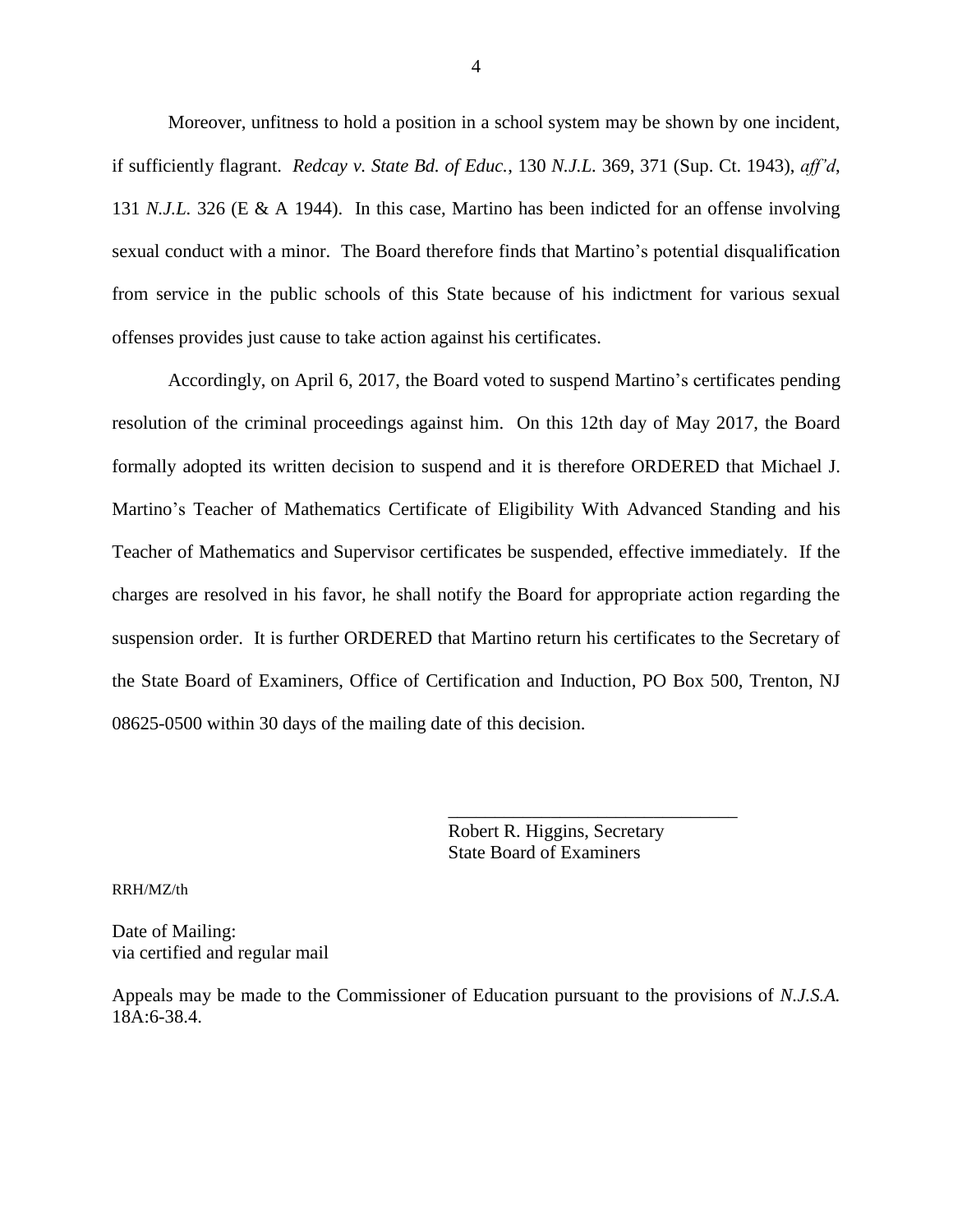Moreover, unfitness to hold a position in a school system may be shown by one incident, if sufficiently flagrant. *Redcay v. State Bd. of Educ.*, 130 *N.J.L.* 369, 371 (Sup. Ct. 1943), *aff'd*, 131 *N.J.L.* 326 (E & A 1944). In this case, Martino has been indicted for an offense involving sexual conduct with a minor. The Board therefore finds that Martino's potential disqualification from service in the public schools of this State because of his indictment for various sexual offenses provides just cause to take action against his certificates.

Accordingly, on April 6, 2017, the Board voted to suspend Martino's certificates pending resolution of the criminal proceedings against him. On this 12th day of May 2017, the Board formally adopted its written decision to suspend and it is therefore ORDERED that Michael J. Martino's Teacher of Mathematics Certificate of Eligibility With Advanced Standing and his Teacher of Mathematics and Supervisor certificates be suspended, effective immediately. If the charges are resolved in his favor, he shall notify the Board for appropriate action regarding the suspension order. It is further ORDERED that Martino return his certificates to the Secretary of the State Board of Examiners, Office of Certification and Induction, PO Box 500, Trenton, NJ 08625-0500 within 30 days of the mailing date of this decision.

\_\_\_\_\_\_\_\_\_\_\_\_\_\_\_\_\_\_\_\_\_\_\_\_\_\_\_\_\_\_\_\_
Robert R. Higgins, Secretary
State Board of Examiners

RRH/MZ/th

Date of Mailing:
via certified and regular mail

Appeals may be made to the Commissioner of Education pursuant to the provisions of *N.J.S.A.* 18A:6-38.4.